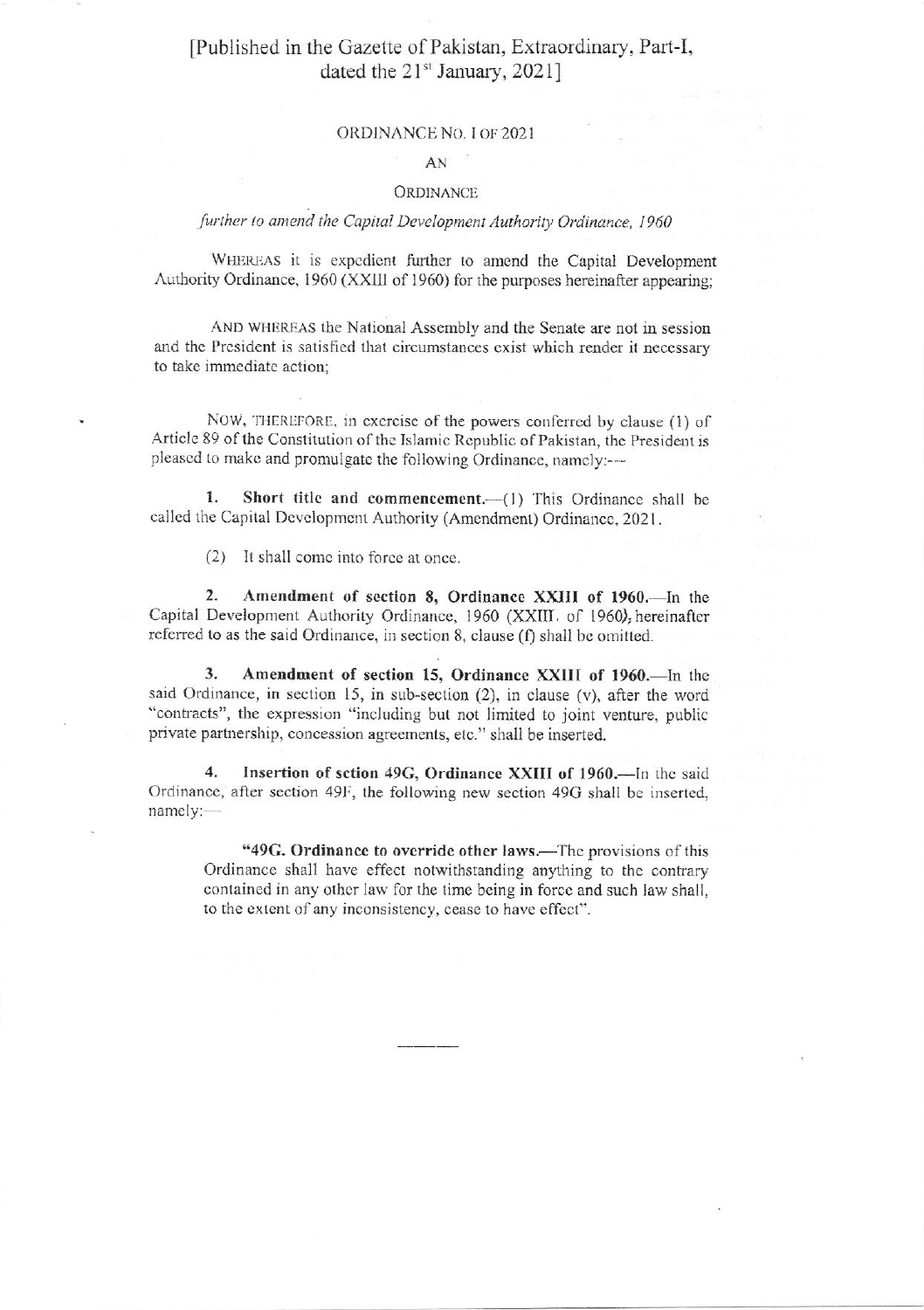[Published in the Gazette of Pakistan, Extraordinary, Part-I, dated the 21st January, 2021]

ORDINANCE NO. I OF 2021

AN

ORDINANCE

*further to amend the Capital Development Authority Ordinance, 1960*

WHEREAS it is expedient further to amend the Capital Development Authority Ordinance, 1960 (XXIII of 1960) for the purposes hereinafter appearing;

AND WHEREAS the National Assembly and the Senate are not in session and the President is satisfied that circumstances exist which render it necessary to take immediate action;

NOW, THEREFORE, in exercise of the powers conferred by clause (1) of Article 89 of the Constitution of the Islamic Republic of Pakistan, the President is pleased to make and promulgate the following Ordinance, namely:—

**1. Short title and commencement.**—(1) This Ordinance shall be called the Capital Development Authority (Amendment) Ordinance, 2021.

(2) It shall come into force at once.

**2. Amendment of section 8, Ordinance XXIII of 1960.**—In the Capital Development Authority Ordinance, 1960 (XXIII of 1960), hereinafter referred to as the said Ordinance, in section 8, clause (f) shall be omitted.

**3. Amendment of section 15, Ordinance XXIII of 1960.**—In the said Ordinance, in section 15, in sub-section (2), in clause (v), after the word "contracts", the expression "including but not limited to joint venture, public private partnership, concession agreements, etc." shall be inserted.

**4. Insertion of sction 49G, Ordinance XXIII of 1960.**—In the said Ordinance, after section 49F, the following new section 49G shall be inserted, namely:—

> "**49G. Ordinance to override other laws.**—The provisions of this Ordinance shall have effect notwithstanding anything to the contrary contained in any other law for the time being in force and such law shall, to the extent of any inconsistency, cease to have effect".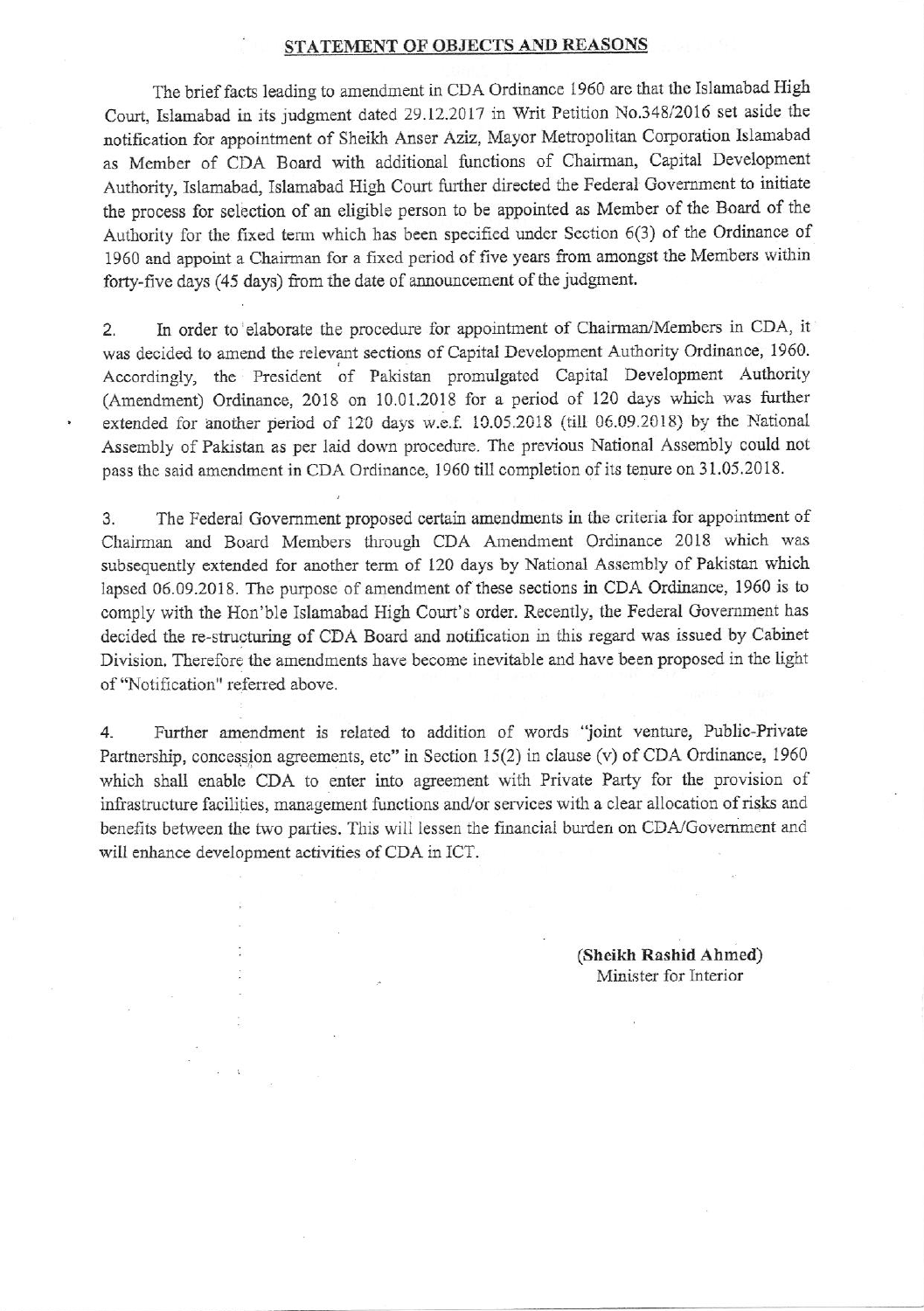## STATEMENT OF OBJECTS AND REASONS

The brief facts leading to amendment in CDA Ordinance 1960 are that the Islamabad High Court, Islamabad in its judgment dated 29.12.2017 in Writ Petition No.348/2016 set aside the notification for appointment of Sheikh Anser Aziz, Mayor Metropolitan Corporation Islamabad as Member of CDA Board with additional functions of Chairman, Capital Development Authority, Islamabad, Islamabad High Court further directed the Federal Government to initiate the process for selection of an eligible person to be appointed as Member of the Board of the Authority for the fixed term which has been specified under Section 6(3) of the Ordinance of 1960 and appoint a Chairman for a fixed period of five years from amongst the Members within forty-five days (45 days) from the date of announcement of the judgment.

2. In order to elaborate the procedure for appointment of Chairman/Members in CDA, it was decided to amend the relevant sections of Capital Development Authority Ordinance, 1960. Accordingly, the President of Pakistan promulgated Capital Development Authority (Amendment) Ordinance, 2018 on 10.01.2018 for a period of 120 days which was further extended for another period of 120 days w.e.f. 10.05.2018 (till 06.09.2018) by the National Assembly of Pakistan as per laid down procedure. The previous National Assembly could not pass the said amendment in CDA Ordinance, 1960 till completion of its tenure on 31.05.2018.

3. The Federal Government proposed certain amendments in the criteria for appointment of Chairman and Board Members through CDA Amendment Ordinance 2018 which was subsequently extended for another term of 120 days by National Assembly of Pakistan which lapsed 06.09.2018. The purpose of amendment of these sections in CDA Ordinance, 1960 is to comply with the Hon'ble Islamabad High Court's order. Recently, the Federal Government has decided the re-structuring of CDA Board and notification in this regard was issued by Cabinet Division. Therefore the amendments have become inevitable and have been proposed in the light of "Notification" referred above.

4. Further amendment is related to addition of words "joint venture, Public-Private Partnership, concession agreements, etc" in Section 15(2) in clause (v) of CDA Ordinance, 1960 which shall enable CDA to enter into agreement with Private Party for the provision of infrastructure facilities, management functions and/or services with a clear allocation of risks and benefits between the two parties. This will lessen the financial burden on CDA/Government and will enhance development activities of CDA in ICT.

**(Sheikh Rashid Ahmed)**
Minister for Interior